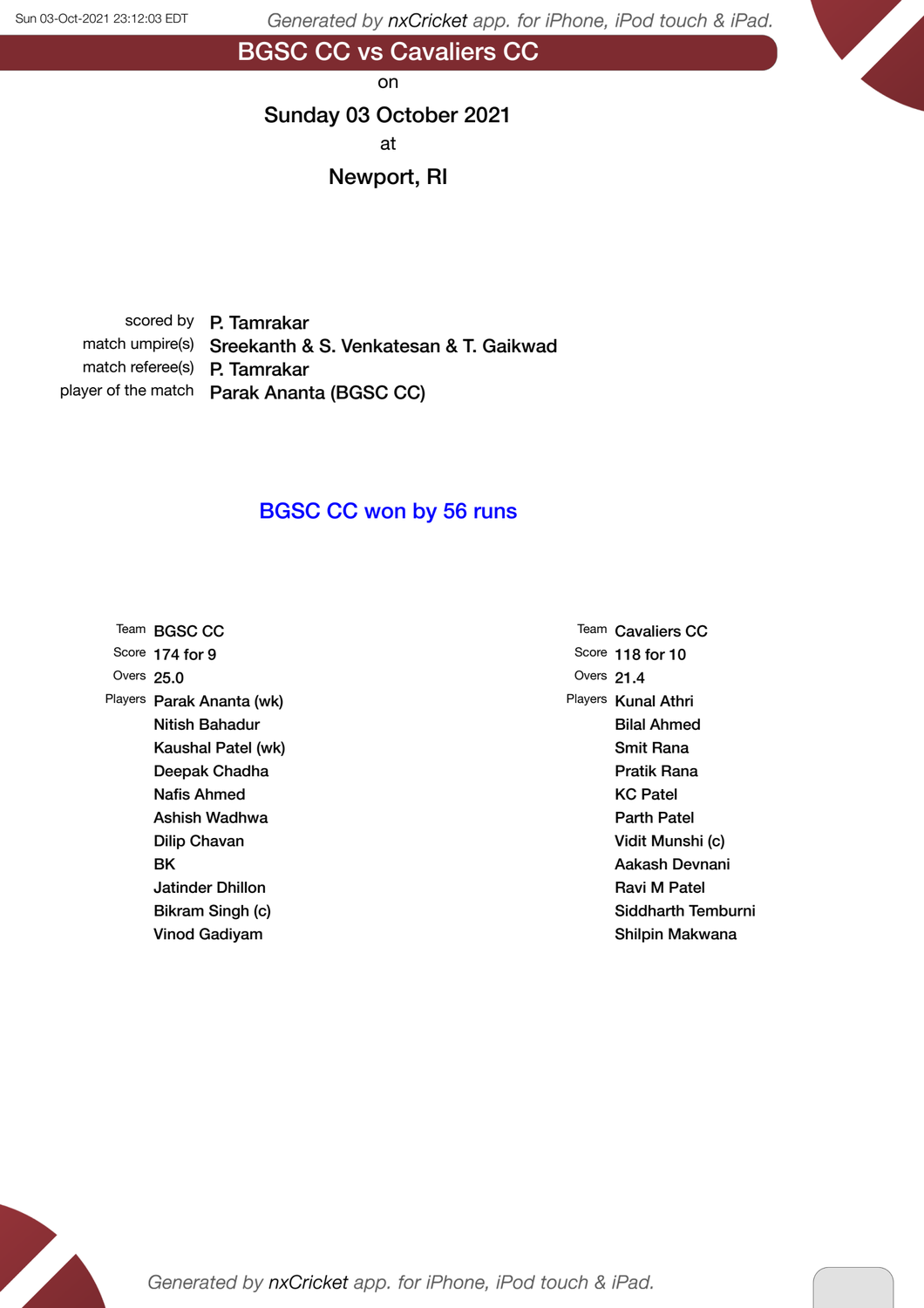# BGSC CC vs Cavaliers CC

on

**Sunday 03 October 2021**

at

**Newport, RI**

| | |
|---|---|
| scored by | P. Tamrakar |
| match umpire(s) | Sreekanth & S. Venkatesan & T. Gaikwad |
| match referee(s) | P. Tamrakar |
| player of the match | Parak Ananta (BGSC CC) |

## BGSC CC won by 56 runs

| | | | |
|---|---|---|---|
| Team | BGSC CC | Team | Cavaliers CC |
| Score | 174 for 9 | Score | 118 for 10 |
| Overs | 25.0 | Overs | 21.4 |
| Players | Parak Ananta (wk) | Players | Kunal Athri |
| | Nitish Bahadur | | Bilal Ahmed |
| | Kaushal Patel (wk) | | Smit Rana |
| | Deepak Chadha | | Pratik Rana |
| | Nafis Ahmed | | KC Patel |
| | Ashish Wadhwa | | Parth Patel |
| | Dilip Chavan | | Vidit Munshi (c) |
| | BK | | Aakash Devnani |
| | Jatinder Dhillon | | Ravi M Patel |
| | Bikram Singh (c) | | Siddharth Temburni |
| | Vinod Gadiyam | | Shilpin Makwana |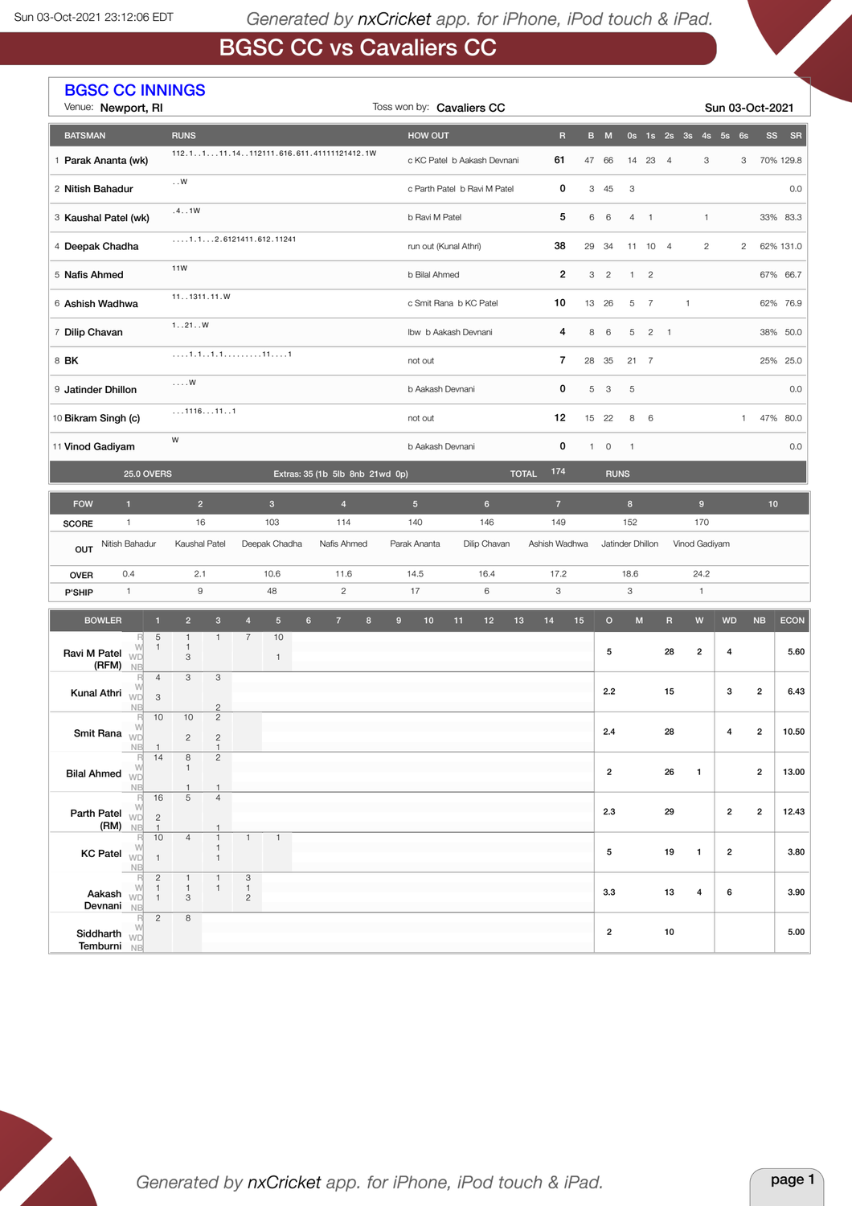# BGSC CC vs Cavaliers CC

## BGSC CC INNINGS

Venue: **Newport, RI** | Toss won by: **Cavaliers CC** | **Sun 03-Oct-2021**

| | BATSMAN | RUNS | HOW OUT | R | B | M | 0s | 1s | 2s | 3s | 4s | 5s | 6s | SS | SR |
|---|---|---|---|---|---|---|---|---|---|---|---|---|---|---|---|
| 1 | Parak Ananta (wk) | 112.1..1...11.14..112111.616.611.41111121412.1W | c KC Patel b Aakash Devnani | **61** | 47 | 66 | 14 | 23 | 4 | | 3 | | 3 | 70% | 129.8 |
| 2 | Nitish Bahadur | ..W | c Parth Patel b Ravi M Patel | **0** | 3 | 45 | 3 | | | | | | | | 0.0 |
| 3 | Kaushal Patel (wk) | .4..1W | b Ravi M Patel | **5** | 6 | 6 | 4 | 1 | | | 1 | | | 33% | 83.3 |
| 4 | Deepak Chadha | ....1.1...2.6121411.612.11241 | run out (Kunal Athri) | **38** | 29 | 34 | 11 | 10 | 4 | | 2 | | 2 | 62% | 131.0 |
| 5 | Nafis Ahmed | 11W | b Bilal Ahmed | **2** | 3 | 2 | 1 | 2 | | | | | | 67% | 66.7 |
| 6 | Ashish Wadhwa | 11..1311.11.W | c Smit Rana b KC Patel | **10** | 13 | 26 | 5 | 7 | | 1 | | | | 62% | 76.9 |
| 7 | Dilip Chavan | 1..21..W | lbw b Aakash Devnani | **4** | 8 | 6 | 5 | 2 | 1 | | | | | 38% | 50.0 |
| 8 | BK | ....1.1..1.1.........11....1 | not out | **7** | 28 | 35 | 21 | 7 | | | | | | 25% | 25.0 |
| 9 | Jatinder Dhillon | ....W | b Aakash Devnani | **0** | 5 | 3 | 5 | | | | | | | | 0.0 |
| 10 | Bikram Singh (c) | ...1116...11..1 | not out | **12** | 15 | 22 | 8 | 6 | | | | | 1 | 47% | 80.0 |
| 11 | Vinod Gadiyam | W | b Aakash Devnani | **0** | 1 | 0 | 1 | | | | | | | | 0.0 |
| | 25.0 OVERS | Extras: 35 (1b 5lb 8nb 21wd 0p) | TOTAL | 174 | RUNS | | | | | | | | | | |

| FOW | 1 | 2 | 3 | 4 | 5 | 6 | 7 | 8 | 9 | 10 |
|---|---|---|---|---|---|---|---|---|---|---|
| SCORE | 1 | 16 | 103 | 114 | 140 | 146 | 149 | 152 | 170 | |
| OUT | Nitish Bahadur | Kaushal Patel | Deepak Chadha | Nafis Ahmed | Parak Ananta | Dilip Chavan | Ashish Wadhwa | Jatinder Dhillon | Vinod Gadiyam | |
| OVER | 0.4 | 2.1 | 10.6 | 11.6 | 14.5 | 16.4 | 17.2 | 18.6 | 24.2 | |
| P'SHIP | 1 | 9 | 48 | 2 | 17 | 6 | 3 | 3 | 1 | |

| BOWLER | | 1 | 2 | 3 | 4 | 5 | 6 | 7 | 8 | 9 | 10 | 11 | 12 | 13 | 14 | 15 | O | M | R | W | WD | NB | ECON |
|---|---|---|---|---|---|---|---|---|---|---|---|---|---|---|---|---|---|---|---|---|---|---|---|
| Ravi M Patel (RFM) | R | 5 | 1 | 1 | 7 | 10 | | | | | | | | | | | 5 | | 28 | 2 | 4 | | 5.60 |
| | W | 1 | 1 | | | | | | | | | | | | | | | | | | | | |
| | WD | | 3 | | | 1 | | | | | | | | | | | | | | | | | |
| | NB | | | | | | | | | | | | | | | | | | | | | | |
| Kunal Athri | R | 4 | 3 | 3 | | | | | | | | | | | | | 2.2 | | 15 | | 3 | 2 | 6.43 |
| | W | | | | | | | | | | | | | | | | | | | | | | |
| | WD | 3 | | | | | | | | | | | | | | | | | | | | | |
| | NB | | | 2 | | | | | | | | | | | | | | | | | | | |
| Smit Rana | R | 10 | 10 | 2 | | | | | | | | | | | | | 2.4 | | 28 | | 4 | 2 | 10.50 |
| | W | | | | | | | | | | | | | | | | | | | | | | |
| | WD | | 2 | 2 | | | | | | | | | | | | | | | | | | | |
| | NB | 1 | | 1 | | | | | | | | | | | | | | | | | | | |
| Bilal Ahmed | R | 14 | 8 | 2 | | | | | | | | | | | | | 2 | | 26 | 1 | | 2 | 13.00 |
| | W | | 1 | | | | | | | | | | | | | | | | | | | | |
| | WD | | | | | | | | | | | | | | | | | | | | | | |
| | NB | | 1 | 1 | | | | | | | | | | | | | | | | | | | |
| Parth Patel (RM) | R | 16 | 5 | 4 | | | | | | | | | | | | | 2.3 | | 29 | | 2 | 2 | 12.43 |
| | W | | | | | | | | | | | | | | | | | | | | | | |
| | WD | 2 | | | | | | | | | | | | | | | | | | | | | |
| | NB | 1 | | 1 | | | | | | | | | | | | | | | | | | | |
| KC Patel | R | 10 | 4 | 1 | 1 | 1 | | | | | | | | | | | 5 | | 19 | 1 | 2 | | 3.80 |
| | W | | | 1 | | | | | | | | | | | | | | | | | | | |
| | WD | 1 | | 1 | | | | | | | | | | | | | | | | | | | |
| | NB | | | | | | | | | | | | | | | | | | | | | | |
| Aakash Devnani | R | 2 | 1 | 1 | 3 | | | | | | | | | | | | 3.3 | | 13 | 4 | 6 | | 3.90 |
| | W | 1 | 1 | 1 | 1 | | | | | | | | | | | | | | | | | | |
| | WD | 1 | 3 | | 2 | | | | | | | | | | | | | | | | | | |
| | NB | | | | | | | | | | | | | | | | | | | | | | |
| Siddharth Temburni | R | 2 | 8 | | | | | | | | | | | | | | 2 | | 10 | | | | 5.00 |
| | W | | | | | | | | | | | | | | | | | | | | | | |
| | WD | | | | | | | | | | | | | | | | | | | | | | |
| | NB | | | | | | | | | | | | | | | | | | | | | | |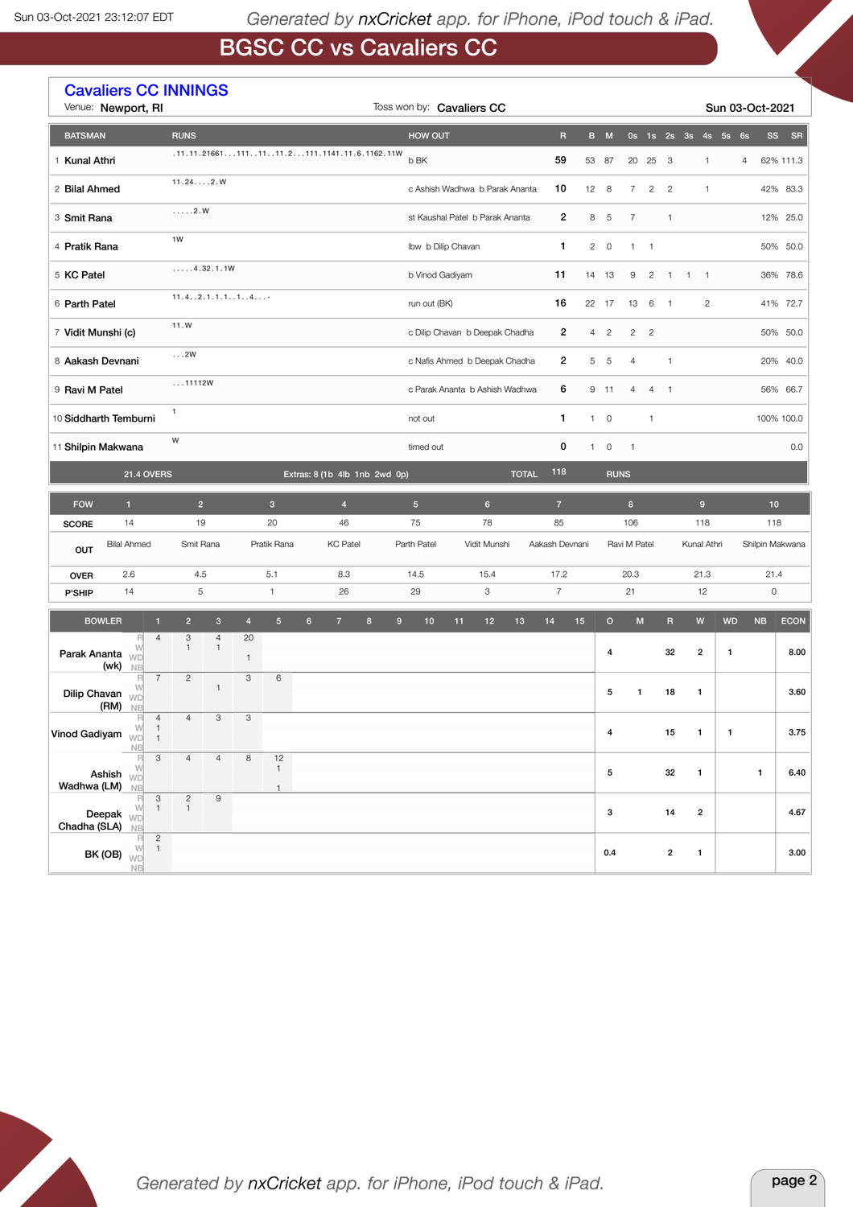# BGSC CC vs Cavaliers CC

## Cavaliers CC INNINGS

Venue: **Newport, RI** | Toss won by: **Cavaliers CC** | **Sun 03-Oct-2021**

| | BATSMAN | RUNS | HOW OUT | R | B | M | 0s | 1s | 2s | 3s | 4s | 5s | 6s | SS | SR |
|---|---|---|---|---|---|---|---|---|---|---|---|---|---|---|---|
| 1 | Kunal Athri | .11.11.21661...111..11..11.2...111.1141.11.6.1162.11W | b BK | **59** | 53 | 87 | 20 | 25 | 3 | | 1 | | 4 | 62% | 111.3 |
| 2 | Bilal Ahmed | 11.24....2.W | c Ashish Wadhwa b Parak Ananta | **10** | 12 | 8 | 7 | 2 | 2 | | 1 | | | 42% | 83.3 |
| 3 | Smit Rana | .....2.W | st Kaushal Patel b Parak Ananta | **2** | 8 | 5 | 7 | | 1 | | | | | 12% | 25.0 |
| 4 | Pratik Rana | 1W | lbw b Dilip Chavan | **1** | 2 | 0 | 1 | 1 | | | | | | 50% | 50.0 |
| 5 | KC Patel | .....4.32.1.1W | b Vinod Gadiyam | **11** | 14 | 13 | 9 | 2 | 1 | 1 | 1 | | | 36% | 78.6 |
| 6 | Parth Patel | 11.4..2.1.1.1..1..4...- | run out (BK) | **16** | 22 | 17 | 13 | 6 | 1 | | 2 | | | 41% | 72.7 |
| 7 | Vidit Munshi (c) | 11.W | c Dilip Chavan b Deepak Chadha | **2** | 4 | 2 | 2 | 2 | | | | | | 50% | 50.0 |
| 8 | Aakash Devnani | ...2W | c Nafis Ahmed b Deepak Chadha | **2** | 5 | 5 | 4 | | 1 | | | | | 20% | 40.0 |
| 9 | Ravi M Patel | ...11112W | c Parak Ananta b Ashish Wadhwa | **6** | 9 | 11 | 4 | 4 | 1 | | | | | 56% | 66.7 |
| 10 | Siddharth Temburni | 1 | not out | **1** | 1 | 0 | | 1 | | | | | | 100% | 100.0 |
| 11 | Shilpin Makwana | W | timed out | **0** | 1 | 0 | 1 | | | | | | | | 0.0 |

**21.4 OVERS** | Extras: 8 (1b 4lb 1nb 2wd 0p) | **TOTAL 118 RUNS**

| FOW | 1 | 2 | 3 | 4 | 5 | 6 | 7 | 8 | 9 | 10 |
|---|---|---|---|---|---|---|---|---|---|---|
| SCORE | 14 | 19 | 20 | 46 | 75 | 78 | 85 | 106 | 118 | 118 |
| OUT | Bilal Ahmed | Smit Rana | Pratik Rana | KC Patel | Parth Patel | Vidit Munshi | Aakash Devnani | Ravi M Patel | Kunal Athri | Shilpin Makwana |
| OVER | 2.6 | 4.5 | 5.1 | 8.3 | 14.5 | 15.4 | 17.2 | 20.3 | 21.3 | 21.4 |
| P'SHIP | 14 | 5 | 1 | 26 | 29 | 3 | 7 | 21 | 12 | 0 |

| BOWLER | | 1 | 2 | 3 | 4 | 5 | 6 | 7 | 8 | 9 | 10 | 11 | 12 | 13 | 14 | 15 | O | M | R | W | WD | NB | ECON |
|---|---|---|---|---|---|---|---|---|---|---|---|---|---|---|---|---|---|---|---|---|---|---|---|
| Parak Ananta (wk) | R | 4 | 3 | 4 | 20 | | | | | | | | | | | | 4 | | 32 | 2 | 1 | | 8.00 |
| | W | | 1 | 1 | | | | | | | | | | | | | | | | | | | |
| | WD | | | | 1 | | | | | | | | | | | | | | | | | | |
| | NB | | | | | | | | | | | | | | | | | | | | | | |
| Dilip Chavan (RM) | R | 7 | 2 | | 3 | 6 | | | | | | | | | | | 5 | 1 | 18 | 1 | | | 3.60 |
| | W | | | 1 | | | | | | | | | | | | | | | | | | | |
| | WD | | | | | | | | | | | | | | | | | | | | | | |
| | NB | | | | | | | | | | | | | | | | | | | | | | |
| Vinod Gadiyam | R | 4 | 4 | 3 | 3 | | | | | | | | | | | | 4 | | 15 | 1 | 1 | | 3.75 |
| | W | 1 | | | | | | | | | | | | | | | | | | | | | |
| | WD | 1 | | | | | | | | | | | | | | | | | | | | | |
| | NB | | | | | | | | | | | | | | | | | | | | | | |
| Ashish Wadhwa (LM) | R | 3 | 4 | 4 | 8 | 12 | | | | | | | | | | | 5 | | 32 | 1 | | 1 | 6.40 |
| | W | | | | | 1 | | | | | | | | | | | | | | | | | |
| | WD | | | | | | | | | | | | | | | | | | | | | | |
| | NB | | | | | 1 | | | | | | | | | | | | | | | | | |
| Deepak Chadha (SLA) | R | 3 | 2 | 9 | | | | | | | | | | | | | 3 | | 14 | 2 | | | 4.67 |
| | W | 1 | 1 | | | | | | | | | | | | | | | | | | | | |
| | WD | | | | | | | | | | | | | | | | | | | | | | |
| | NB | | | | | | | | | | | | | | | | | | | | | | |
| BK (OB) | R | 2 | | | | | | | | | | | | | | | 0.4 | | 2 | 1 | | | 3.00 |
| | W | 1 | | | | | | | | | | | | | | | | | | | | | |
| | WD | | | | | | | | | | | | | | | | | | | | | | |
| | NB | | | | | | | | | | | | | | | | | | | | | | |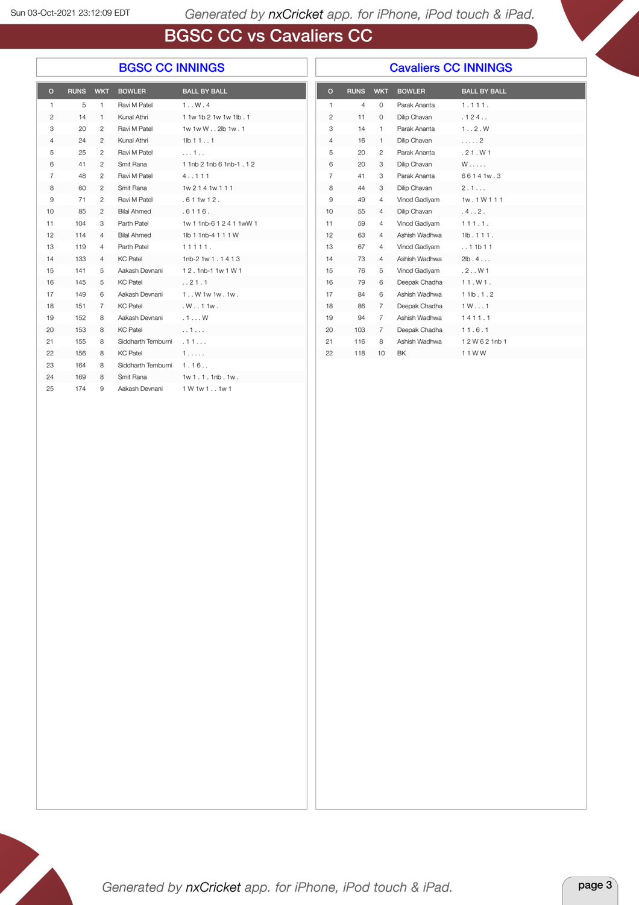# BGSC CC vs Cavaliers CC

## BGSC CC INNINGS

| O | RUNS | WKT | BOWLER | BALL BY BALL |
|---|---|---|---|---|
| 1 | 5 | 1 | Ravi M Patel | 1 . . W . 4 |
| 2 | 14 | 1 | Kunal Athri | 1 1w 1b 2 1w 1w 1lb . 1 |
| 3 | 20 | 2 | Ravi M Patel | 1w 1w W . . 2lb 1w . 1 |
| 4 | 24 | 2 | Kunal Athri | 1lb 1 1 . . 1 |
| 5 | 25 | 2 | Ravi M Patel | . . . 1 . . |
| 6 | 41 | 2 | Smit Rana | 1 1nb 2 1nb 6 1nb-1 . 1 2 |
| 7 | 48 | 2 | Ravi M Patel | 4 . . 1 1 1 |
| 8 | 60 | 2 | Smit Rana | 1w 2 1 4 1w 1 1 1 |
| 9 | 71 | 2 | Ravi M Patel | . 6 1 1w 1 2 . |
| 10 | 85 | 2 | Bilal Ahmed | . 6 1 1 6 . |
| 11 | 104 | 3 | Parth Patel | 1w 1 1nb-6 1 2 4 1 1wW 1 |
| 12 | 114 | 4 | Bilal Ahmed | 1lb 1 1nb-4 1 1 1 W |
| 13 | 119 | 4 | Parth Patel | 1 1 1 1 1 . |
| 14 | 133 | 4 | KC Patel | 1nb-2 1w 1 . 1 4 1 3 |
| 15 | 141 | 5 | Aakash Devnani | 1 2 . 1nb-1 1w 1 W 1 |
| 16 | 145 | 5 | KC Patel | . . 2 1 . 1 |
| 17 | 149 | 6 | Aakash Devnani | 1 . . W 1w 1w . 1w . |
| 18 | 151 | 7 | KC Patel | . W . . 1 1w . |
| 19 | 152 | 8 | Aakash Devnani | . 1 . . . W |
| 20 | 153 | 8 | KC Patel | . . 1 . . . |
| 21 | 155 | 8 | Siddharth Temburni | . 1 1 . . . |
| 22 | 156 | 8 | KC Patel | 1 . . . . . |
| 23 | 164 | 8 | Siddharth Temburni | 1 . 1 6 . . |
| 24 | 169 | 8 | Smit Rana | 1w 1 . 1 . 1nb . 1w . |
| 25 | 174 | 9 | Aakash Devnani | 1 W 1w 1 . . 1w 1 |

## Cavaliers CC INNINGS

| O | RUNS | WKT | BOWLER | BALL BY BALL |
|---|---|---|---|---|
| 1 | 4 | 0 | Parak Ananta | 1 . 1 1 1 . |
| 2 | 11 | 0 | Dilip Chavan | . 1 2 4 . . |
| 3 | 14 | 1 | Parak Ananta | 1 . . 2 . W |
| 4 | 16 | 1 | Dilip Chavan | . . . . . 2 |
| 5 | 20 | 2 | Parak Ananta | . 2 1 . W 1 |
| 6 | 20 | 3 | Dilip Chavan | W . . . . . |
| 7 | 41 | 3 | Parak Ananta | 6 6 1 4 1w . 3 |
| 8 | 44 | 3 | Dilip Chavan | 2 . 1 . . . |
| 9 | 49 | 4 | Vinod Gadiyam | 1w . 1 W 1 1 1 |
| 10 | 55 | 4 | Dilip Chavan | . 4 . . 2 . |
| 11 | 59 | 4 | Vinod Gadiyam | 1 1 1 . 1 . |
| 12 | 63 | 4 | Ashish Wadhwa | 1lb . 1 1 1 . |
| 13 | 67 | 4 | Vinod Gadiyam | . . 1 1b 1 1 |
| 14 | 73 | 4 | Ashish Wadhwa | 2lb . 4 . . . |
| 15 | 76 | 5 | Vinod Gadiyam | . 2 . . W 1 |
| 16 | 79 | 6 | Deepak Chadha | 1 1 . W 1 . |
| 17 | 84 | 6 | Ashish Wadhwa | 1 1lb . 1 . 2 |
| 18 | 86 | 7 | Deepak Chadha | 1 W . . . 1 |
| 19 | 94 | 7 | Ashish Wadhwa | 1 4 1 1 . 1 |
| 20 | 103 | 7 | Deepak Chadha | 1 1 . 6 . 1 |
| 21 | 116 | 8 | Ashish Wadhwa | 1 2 W 6 2 1nb 1 |
| 22 | 118 | 10 | BK | 1 1 W W |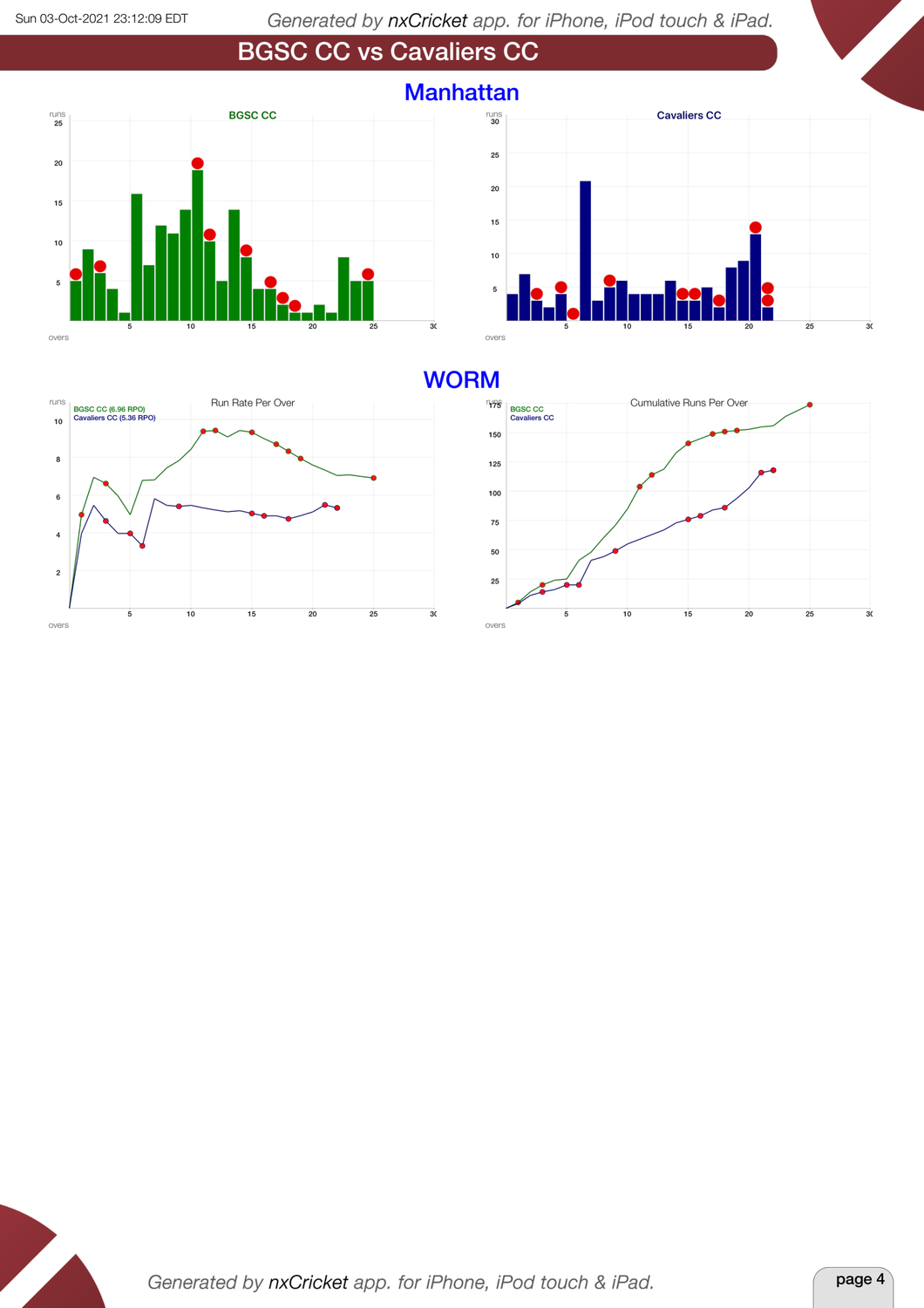# BGSC CC vs Cavaliers CC

## Manhattan

**BGSC CC**

**Cavaliers CC**

## WORM

Run Rate Per Over

BGSC CC (6.96 RPO)
Cavaliers CC (5.36 RPO)

Cumulative Runs Per Over

BGSC CC
Cavaliers CC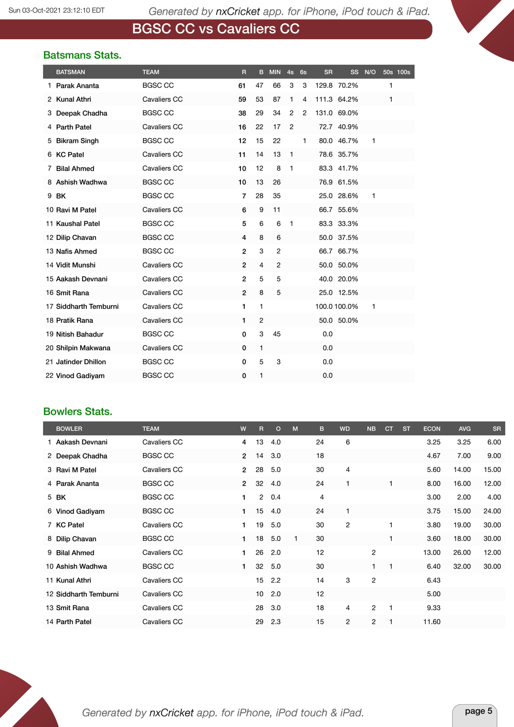# BGSC CC vs Cavaliers CC

## Batsmans Stats.

| | BATSMAN | TEAM | R | B | MIN | 4s | 6s | SR | SS | N/O | 50s | 100s |
|---|---|---|---|---|---|---|---|---|---|---|---|---|
| 1 | Parak Ananta | BGSC CC | 61 | 47 | 66 | 3 | 3 | 129.8 | 70.2% | | 1 | |
| 2 | Kunal Athri | Cavaliers CC | 59 | 53 | 87 | 1 | 4 | 111.3 | 64.2% | | 1 | |
| 3 | Deepak Chadha | BGSC CC | 38 | 29 | 34 | 2 | 2 | 131.0 | 69.0% | | | |
| 4 | Parth Patel | Cavaliers CC | 16 | 22 | 17 | 2 | | 72.7 | 40.9% | | | |
| 5 | Bikram Singh | BGSC CC | 12 | 15 | 22 | | 1 | 80.0 | 46.7% | 1 | | |
| 6 | KC Patel | Cavaliers CC | 11 | 14 | 13 | 1 | | 78.6 | 35.7% | | | |
| 7 | Bilal Ahmed | Cavaliers CC | 10 | 12 | 8 | 1 | | 83.3 | 41.7% | | | |
| 8 | Ashish Wadhwa | BGSC CC | 10 | 13 | 26 | | | 76.9 | 61.5% | | | |
| 9 | BK | BGSC CC | 7 | 28 | 35 | | | 25.0 | 28.6% | 1 | | |
| 10 | Ravi M Patel | Cavaliers CC | 6 | 9 | 11 | | | 66.7 | 55.6% | | | |
| 11 | Kaushal Patel | BGSC CC | 5 | 6 | 6 | 1 | | 83.3 | 33.3% | | | |
| 12 | Dilip Chavan | BGSC CC | 4 | 8 | 6 | | | 50.0 | 37.5% | | | |
| 13 | Nafis Ahmed | BGSC CC | 2 | 3 | 2 | | | 66.7 | 66.7% | | | |
| 14 | Vidit Munshi | Cavaliers CC | 2 | 4 | 2 | | | 50.0 | 50.0% | | | |
| 15 | Aakash Devnani | Cavaliers CC | 2 | 5 | 5 | | | 40.0 | 20.0% | | | |
| 16 | Smit Rana | Cavaliers CC | 2 | 8 | 5 | | | 25.0 | 12.5% | | | |
| 17 | Siddharth Temburni | Cavaliers CC | 1 | 1 | | | | 100.0 | 100.0% | 1 | | |
| 18 | Pratik Rana | Cavaliers CC | 1 | 2 | | | | 50.0 | 50.0% | | | |
| 19 | Nitish Bahadur | BGSC CC | 0 | 3 | 45 | | | 0.0 | | | | |
| 20 | Shilpin Makwana | Cavaliers CC | 0 | 1 | | | | 0.0 | | | | |
| 21 | Jatinder Dhillon | BGSC CC | 0 | 5 | 3 | | | 0.0 | | | | |
| 22 | Vinod Gadiyam | BGSC CC | 0 | 1 | | | | 0.0 | | | | |

## Bowlers Stats.

| | BOWLER | TEAM | W | R | O | M | B | WD | NB | CT | ST | ECON | AVG | SR |
|---|---|---|---|---|---|---|---|---|---|---|---|---|---|---|
| 1 | Aakash Devnani | Cavaliers CC | 4 | 13 | 4.0 | | 24 | 6 | | | | 3.25 | 3.25 | 6.00 |
| 2 | Deepak Chadha | BGSC CC | 2 | 14 | 3.0 | | 18 | | | | | 4.67 | 7.00 | 9.00 |
| 3 | Ravi M Patel | Cavaliers CC | 2 | 28 | 5.0 | | 30 | 4 | | | | 5.60 | 14.00 | 15.00 |
| 4 | Parak Ananta | BGSC CC | 2 | 32 | 4.0 | | 24 | 1 | | 1 | | 8.00 | 16.00 | 12.00 |
| 5 | BK | BGSC CC | 1 | 2 | 0.4 | | 4 | | | | | 3.00 | 2.00 | 4.00 |
| 6 | Vinod Gadiyam | BGSC CC | 1 | 15 | 4.0 | | 24 | 1 | | | | 3.75 | 15.00 | 24.00 |
| 7 | KC Patel | Cavaliers CC | 1 | 19 | 5.0 | | 30 | 2 | | 1 | | 3.80 | 19.00 | 30.00 |
| 8 | Dilip Chavan | BGSC CC | 1 | 18 | 5.0 | 1 | 30 | | | 1 | | 3.60 | 18.00 | 30.00 |
| 9 | Bilal Ahmed | Cavaliers CC | 1 | 26 | 2.0 | | 12 | | 2 | | | 13.00 | 26.00 | 12.00 |
| 10 | Ashish Wadhwa | BGSC CC | 1 | 32 | 5.0 | | 30 | | 1 | 1 | | 6.40 | 32.00 | 30.00 |
| 11 | Kunal Athri | Cavaliers CC | | 15 | 2.2 | | 14 | 3 | 2 | | | 6.43 | | |
| 12 | Siddharth Temburni | Cavaliers CC | | 10 | 2.0 | | 12 | | | | | 5.00 | | |
| 13 | Smit Rana | Cavaliers CC | | 28 | 3.0 | | 18 | 4 | 2 | 1 | | 9.33 | | |
| 14 | Parth Patel | Cavaliers CC | | 29 | 2.3 | | 15 | 2 | 2 | 1 | | 11.60 | | |